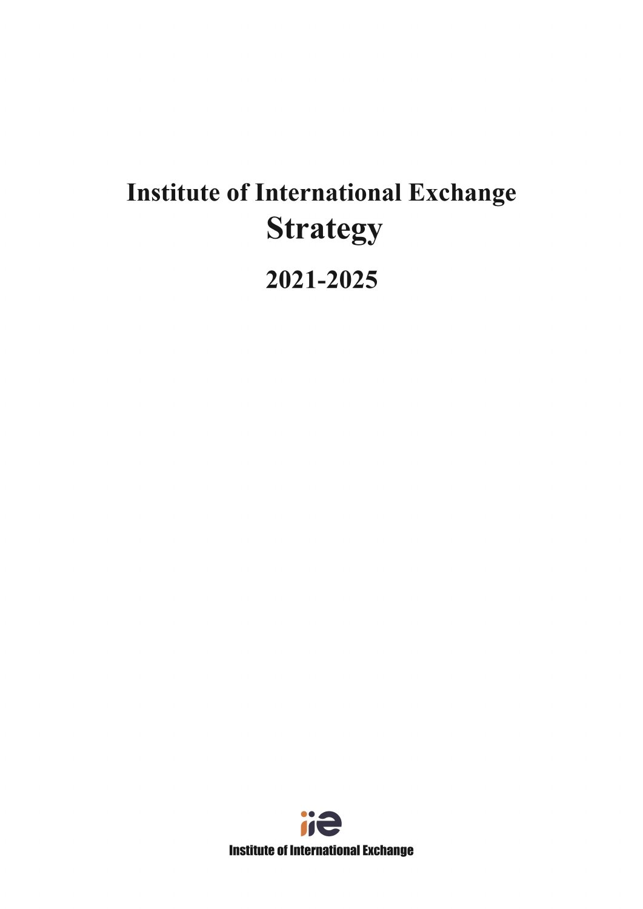# Institute of International Exchange
# Strategy

## 2021-2025

Institute of International Exchange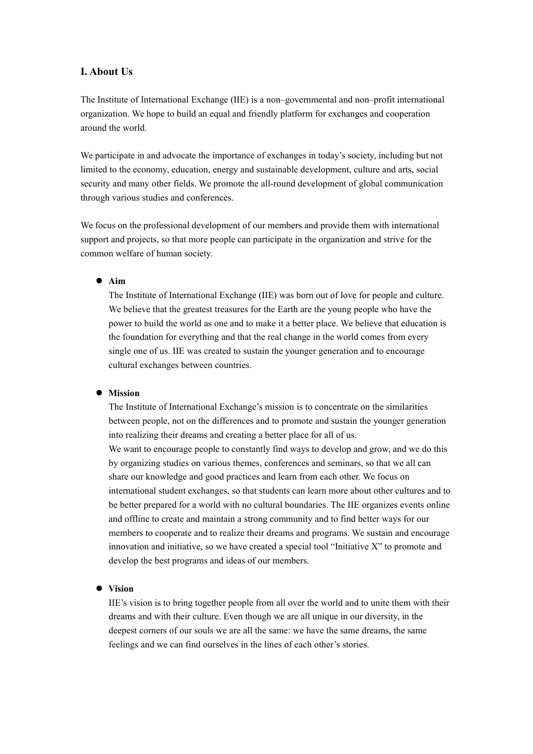## I. About Us

The Institute of International Exchange (IIE) is a non–governmental and non–profit international organization. We hope to build an equal and friendly platform for exchanges and cooperation around the world.

We participate in and advocate the importance of exchanges in today's society, including but not limited to the economy, education, energy and sustainable development, culture and arts, social security and many other fields. We promote the all-round development of global communication through various studies and conferences.

We focus on the professional development of our members and provide them with international support and projects, so that more people can participate in the organization and strive for the common welfare of human society.

- **Aim**
  The Institute of International Exchange (IIE) was born out of love for people and culture. We believe that the greatest treasures for the Earth are the young people who have the power to build the world as one and to make it a better place. We believe that education is the foundation for everything and that the real change in the world comes from every single one of us. IIE was created to sustain the younger generation and to encourage cultural exchanges between countries.

- **Mission**
  The Institute of International Exchange's mission is to concentrate on the similarities between people, not on the differences and to promote and sustain the younger generation into realizing their dreams and creating a better place for all of us.
  We want to encourage people to constantly find ways to develop and grow, and we do this by organizing studies on various themes, conferences and seminars, so that we all can share our knowledge and good practices and learn from each other. We focus on international student exchanges, so that students can learn more about other cultures and to be better prepared for a world with no cultural boundaries. The IIE organizes events online and offline to create and maintain a strong community and to find better ways for our members to cooperate and to realize their dreams and programs. We sustain and encourage innovation and initiative, so we have created a special tool "Initiative X" to promote and develop the best programs and ideas of our members.

- **Vision**
  IIE's vision is to bring together people from all over the world and to unite them with their dreams and with their culture. Even though we are all unique in our diversity, in the deepest corners of our souls we are all the same: we have the same dreams, the same feelings and we can find ourselves in the lines of each other's stories.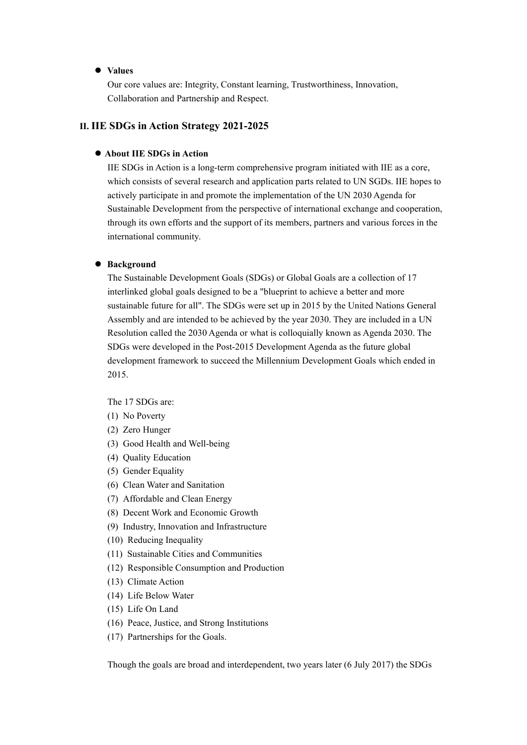- **Values**

  Our core values are: Integrity, Constant learning, Trustworthiness, Innovation, Collaboration and Partnership and Respect.

## II. IIE SDGs in Action Strategy 2021-2025

- **About IIE SDGs in Action**

  IIE SDGs in Action is a long-term comprehensive program initiated with IIE as a core, which consists of several research and application parts related to UN SGDs. IIE hopes to actively participate in and promote the implementation of the UN 2030 Agenda for Sustainable Development from the perspective of international exchange and cooperation, through its own efforts and the support of its members, partners and various forces in the international community.

- **Background**

  The Sustainable Development Goals (SDGs) or Global Goals are a collection of 17 interlinked global goals designed to be a "blueprint to achieve a better and more sustainable future for all". The SDGs were set up in 2015 by the United Nations General Assembly and are intended to be achieved by the year 2030. They are included in a UN Resolution called the 2030 Agenda or what is colloquially known as Agenda 2030. The SDGs were developed in the Post-2015 Development Agenda as the future global development framework to succeed the Millennium Development Goals which ended in 2015.

  The 17 SDGs are:

  (1) No Poverty
  (2) Zero Hunger
  (3) Good Health and Well-being
  (4) Quality Education
  (5) Gender Equality
  (6) Clean Water and Sanitation
  (7) Affordable and Clean Energy
  (8) Decent Work and Economic Growth
  (9) Industry, Innovation and Infrastructure
  (10) Reducing Inequality
  (11) Sustainable Cities and Communities
  (12) Responsible Consumption and Production
  (13) Climate Action
  (14) Life Below Water
  (15) Life On Land
  (16) Peace, Justice, and Strong Institutions
  (17) Partnerships for the Goals.

  Though the goals are broad and interdependent, two years later (6 July 2017) the SDGs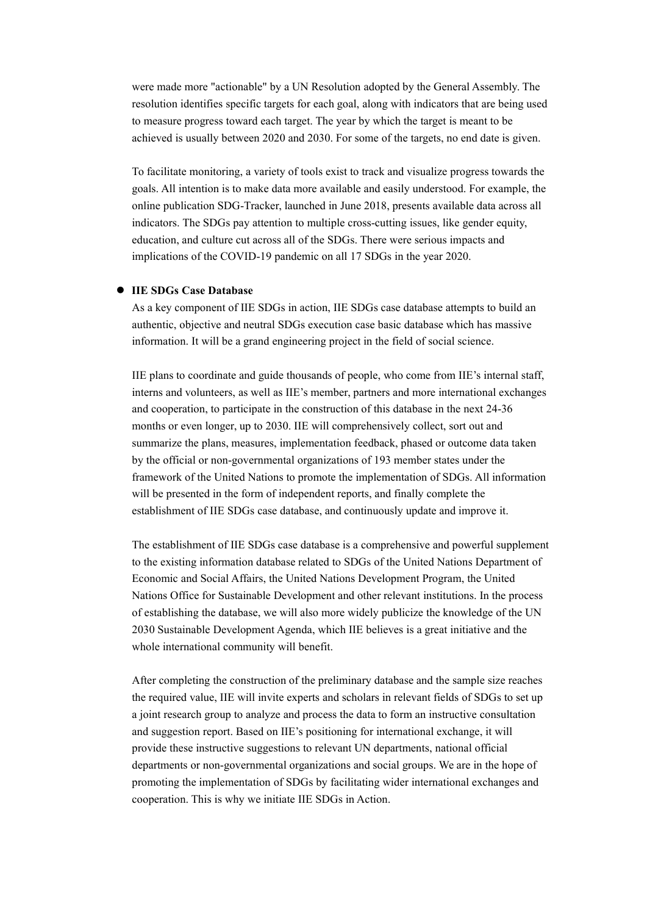were made more "actionable" by a UN Resolution adopted by the General Assembly. The resolution identifies specific targets for each goal, along with indicators that are being used to measure progress toward each target. The year by which the target is meant to be achieved is usually between 2020 and 2030. For some of the targets, no end date is given.

To facilitate monitoring, a variety of tools exist to track and visualize progress towards the goals. All intention is to make data more available and easily understood. For example, the online publication SDG-Tracker, launched in June 2018, presents available data across all indicators. The SDGs pay attention to multiple cross-cutting issues, like gender equity, education, and culture cut across all of the SDGs. There were serious impacts and implications of the COVID-19 pandemic on all 17 SDGs in the year 2020.

- **IIE SDGs Case Database**

  As a key component of IIE SDGs in action, IIE SDGs case database attempts to build an authentic, objective and neutral SDGs execution case basic database which has massive information. It will be a grand engineering project in the field of social science.

  IIE plans to coordinate and guide thousands of people, who come from IIE's internal staff, interns and volunteers, as well as IIE's member, partners and more international exchanges and cooperation, to participate in the construction of this database in the next 24-36 months or even longer, up to 2030. IIE will comprehensively collect, sort out and summarize the plans, measures, implementation feedback, phased or outcome data taken by the official or non-governmental organizations of 193 member states under the framework of the United Nations to promote the implementation of SDGs. All information will be presented in the form of independent reports, and finally complete the establishment of IIE SDGs case database, and continuously update and improve it.

  The establishment of IIE SDGs case database is a comprehensive and powerful supplement to the existing information database related to SDGs of the United Nations Department of Economic and Social Affairs, the United Nations Development Program, the United Nations Office for Sustainable Development and other relevant institutions. In the process of establishing the database, we will also more widely publicize the knowledge of the UN 2030 Sustainable Development Agenda, which IIE believes is a great initiative and the whole international community will benefit.

  After completing the construction of the preliminary database and the sample size reaches the required value, IIE will invite experts and scholars in relevant fields of SDGs to set up a joint research group to analyze and process the data to form an instructive consultation and suggestion report. Based on IIE's positioning for international exchange, it will provide these instructive suggestions to relevant UN departments, national official departments or non-governmental organizations and social groups. We are in the hope of promoting the implementation of SDGs by facilitating wider international exchanges and cooperation. This is why we initiate IIE SDGs in Action.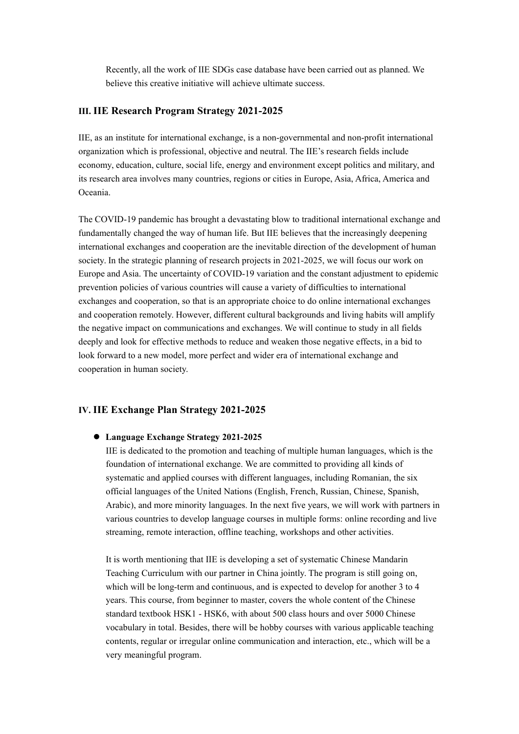Recently, all the work of IIE SDGs case database have been carried out as planned. We believe this creative initiative will achieve ultimate success.

## III. IIE Research Program Strategy 2021-2025

IIE, as an institute for international exchange, is a non-governmental and non-profit international organization which is professional, objective and neutral. The IIE's research fields include economy, education, culture, social life, energy and environment except politics and military, and its research area involves many countries, regions or cities in Europe, Asia, Africa, America and Oceania.

The COVID-19 pandemic has brought a devastating blow to traditional international exchange and fundamentally changed the way of human life. But IIE believes that the increasingly deepening international exchanges and cooperation are the inevitable direction of the development of human society. In the strategic planning of research projects in 2021-2025, we will focus our work on Europe and Asia. The uncertainty of COVID-19 variation and the constant adjustment to epidemic prevention policies of various countries will cause a variety of difficulties to international exchanges and cooperation, so that is an appropriate choice to do online international exchanges and cooperation remotely. However, different cultural backgrounds and living habits will amplify the negative impact on communications and exchanges. We will continue to study in all fields deeply and look for effective methods to reduce and weaken those negative effects, in a bid to look forward to a new model, more perfect and wider era of international exchange and cooperation in human society.

## IV. IIE Exchange Plan Strategy 2021-2025

- **Language Exchange Strategy 2021-2025**

  IIE is dedicated to the promotion and teaching of multiple human languages, which is the foundation of international exchange. We are committed to providing all kinds of systematic and applied courses with different languages, including Romanian, the six official languages of the United Nations (English, French, Russian, Chinese, Spanish, Arabic), and more minority languages. In the next five years, we will work with partners in various countries to develop language courses in multiple forms: online recording and live streaming, remote interaction, offline teaching, workshops and other activities.

  It is worth mentioning that IIE is developing a set of systematic Chinese Mandarin Teaching Curriculum with our partner in China jointly. The program is still going on, which will be long-term and continuous, and is expected to develop for another 3 to 4 years. This course, from beginner to master, covers the whole content of the Chinese standard textbook HSK1 - HSK6, with about 500 class hours and over 5000 Chinese vocabulary in total. Besides, there will be hobby courses with various applicable teaching contents, regular or irregular online communication and interaction, etc., which will be a very meaningful program.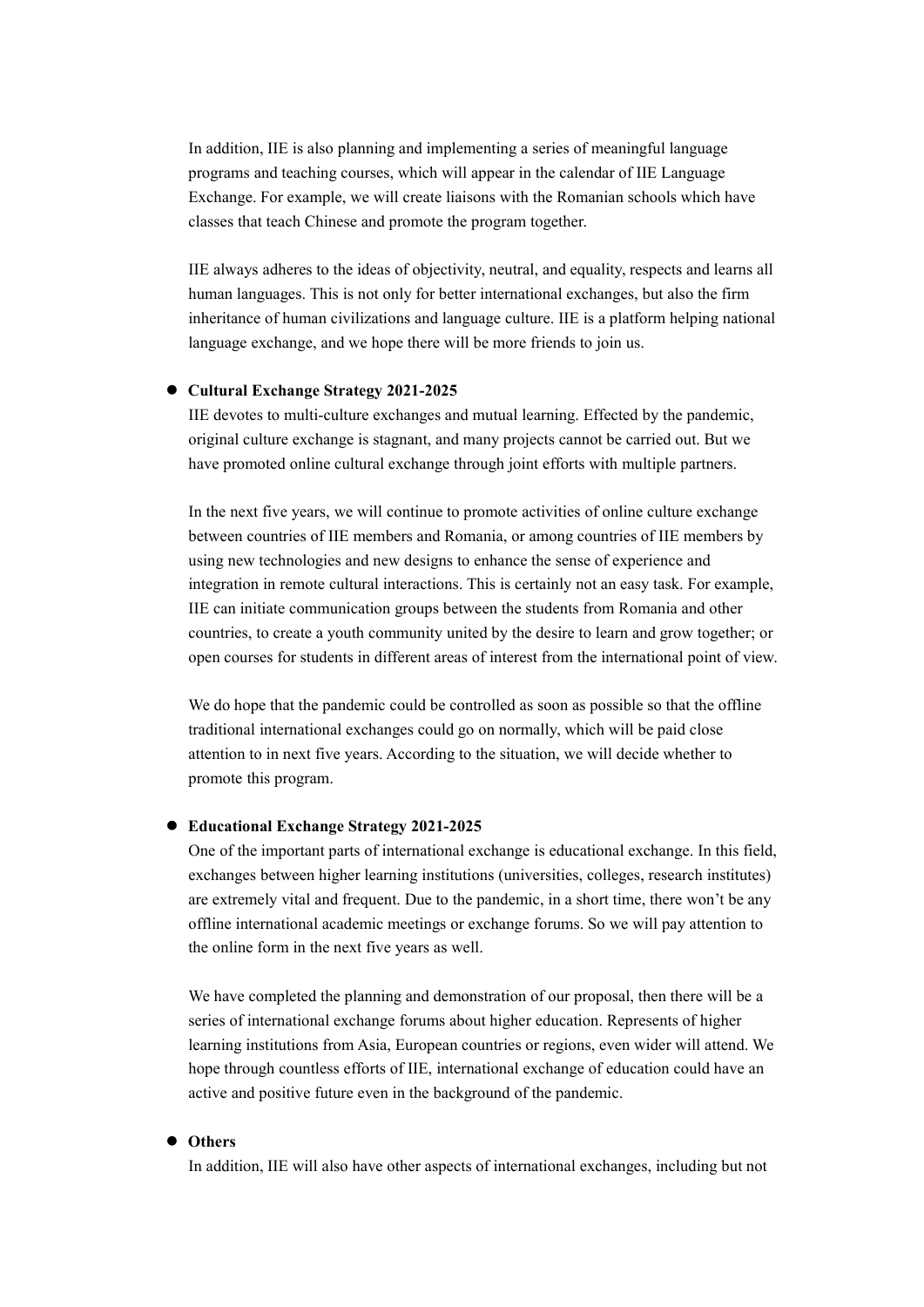In addition, IIE is also planning and implementing a series of meaningful language programs and teaching courses, which will appear in the calendar of IIE Language Exchange. For example, we will create liaisons with the Romanian schools which have classes that teach Chinese and promote the program together.

IIE always adheres to the ideas of objectivity, neutral, and equality, respects and learns all human languages. This is not only for better international exchanges, but also the firm inheritance of human civilizations and language culture. IIE is a platform helping national language exchange, and we hope there will be more friends to join us.

- **Cultural Exchange Strategy 2021-2025**

  IIE devotes to multi-culture exchanges and mutual learning. Effected by the pandemic, original culture exchange is stagnant, and many projects cannot be carried out. But we have promoted online cultural exchange through joint efforts with multiple partners.

  In the next five years, we will continue to promote activities of online culture exchange between countries of IIE members and Romania, or among countries of IIE members by using new technologies and new designs to enhance the sense of experience and integration in remote cultural interactions. This is certainly not an easy task. For example, IIE can initiate communication groups between the students from Romania and other countries, to create a youth community united by the desire to learn and grow together; or open courses for students in different areas of interest from the international point of view.

  We do hope that the pandemic could be controlled as soon as possible so that the offline traditional international exchanges could go on normally, which will be paid close attention to in next five years. According to the situation, we will decide whether to promote this program.

- **Educational Exchange Strategy 2021-2025**

  One of the important parts of international exchange is educational exchange. In this field, exchanges between higher learning institutions (universities, colleges, research institutes) are extremely vital and frequent. Due to the pandemic, in a short time, there won't be any offline international academic meetings or exchange forums. So we will pay attention to the online form in the next five years as well.

  We have completed the planning and demonstration of our proposal, then there will be a series of international exchange forums about higher education. Represents of higher learning institutions from Asia, European countries or regions, even wider will attend. We hope through countless efforts of IIE, international exchange of education could have an active and positive future even in the background of the pandemic.

- **Others**

  In addition, IIE will also have other aspects of international exchanges, including but not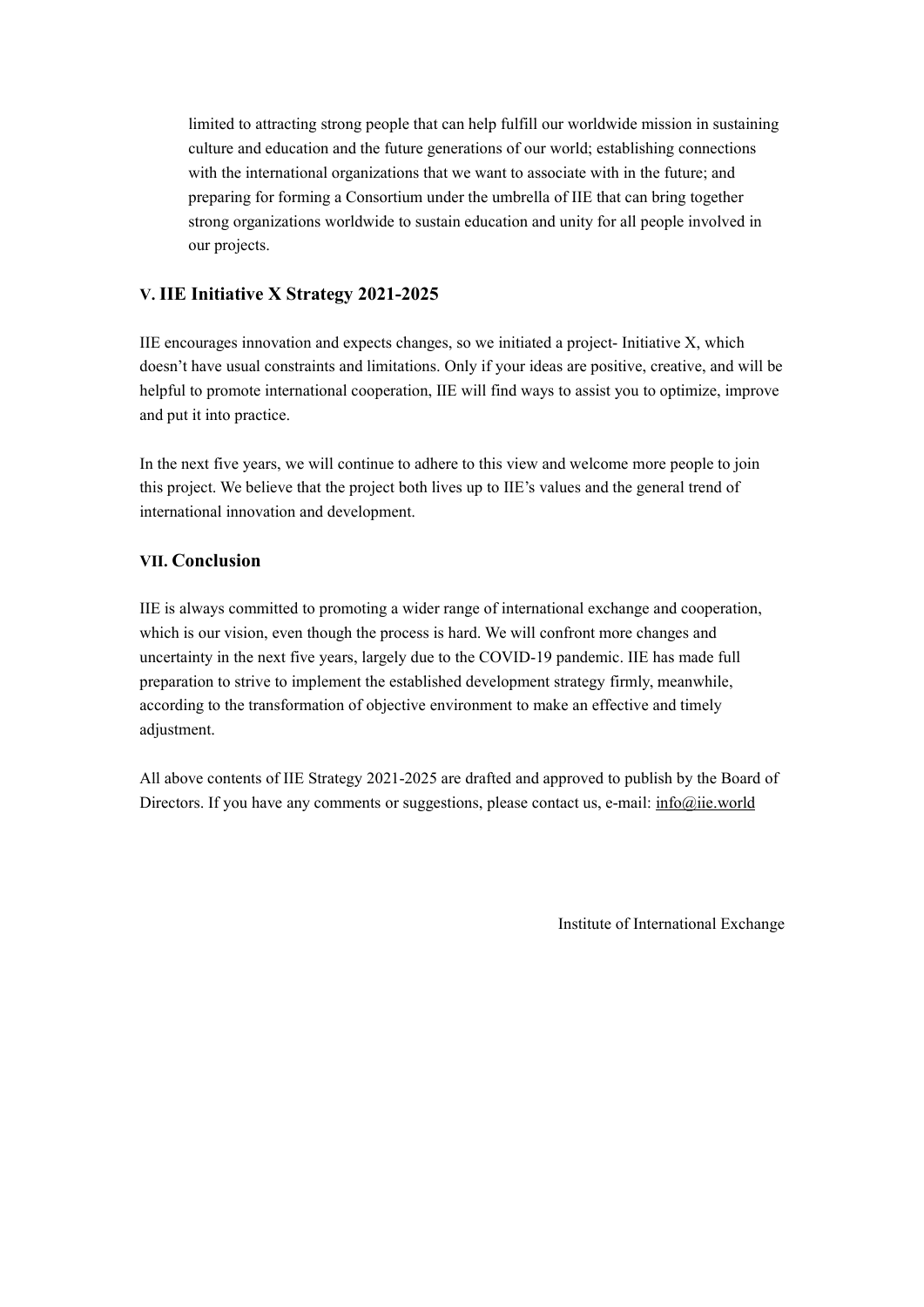limited to attracting strong people that can help fulfill our worldwide mission in sustaining culture and education and the future generations of our world; establishing connections with the international organizations that we want to associate with in the future; and preparing for forming a Consortium under the umbrella of IIE that can bring together strong organizations worldwide to sustain education and unity for all people involved in our projects.

## V. IIE Initiative X Strategy 2021-2025

IIE encourages innovation and expects changes, so we initiated a project- Initiative X, which doesn't have usual constraints and limitations. Only if your ideas are positive, creative, and will be helpful to promote international cooperation, IIE will find ways to assist you to optimize, improve and put it into practice.

In the next five years, we will continue to adhere to this view and welcome more people to join this project. We believe that the project both lives up to IIE's values and the general trend of international innovation and development.

## VII. Conclusion

IIE is always committed to promoting a wider range of international exchange and cooperation, which is our vision, even though the process is hard. We will confront more changes and uncertainty in the next five years, largely due to the COVID-19 pandemic. IIE has made full preparation to strive to implement the established development strategy firmly, meanwhile, according to the transformation of objective environment to make an effective and timely adjustment.

All above contents of IIE Strategy 2021-2025 are drafted and approved to publish by the Board of Directors. If you have any comments or suggestions, please contact us, e-mail: info@iie.world

Institute of International Exchange